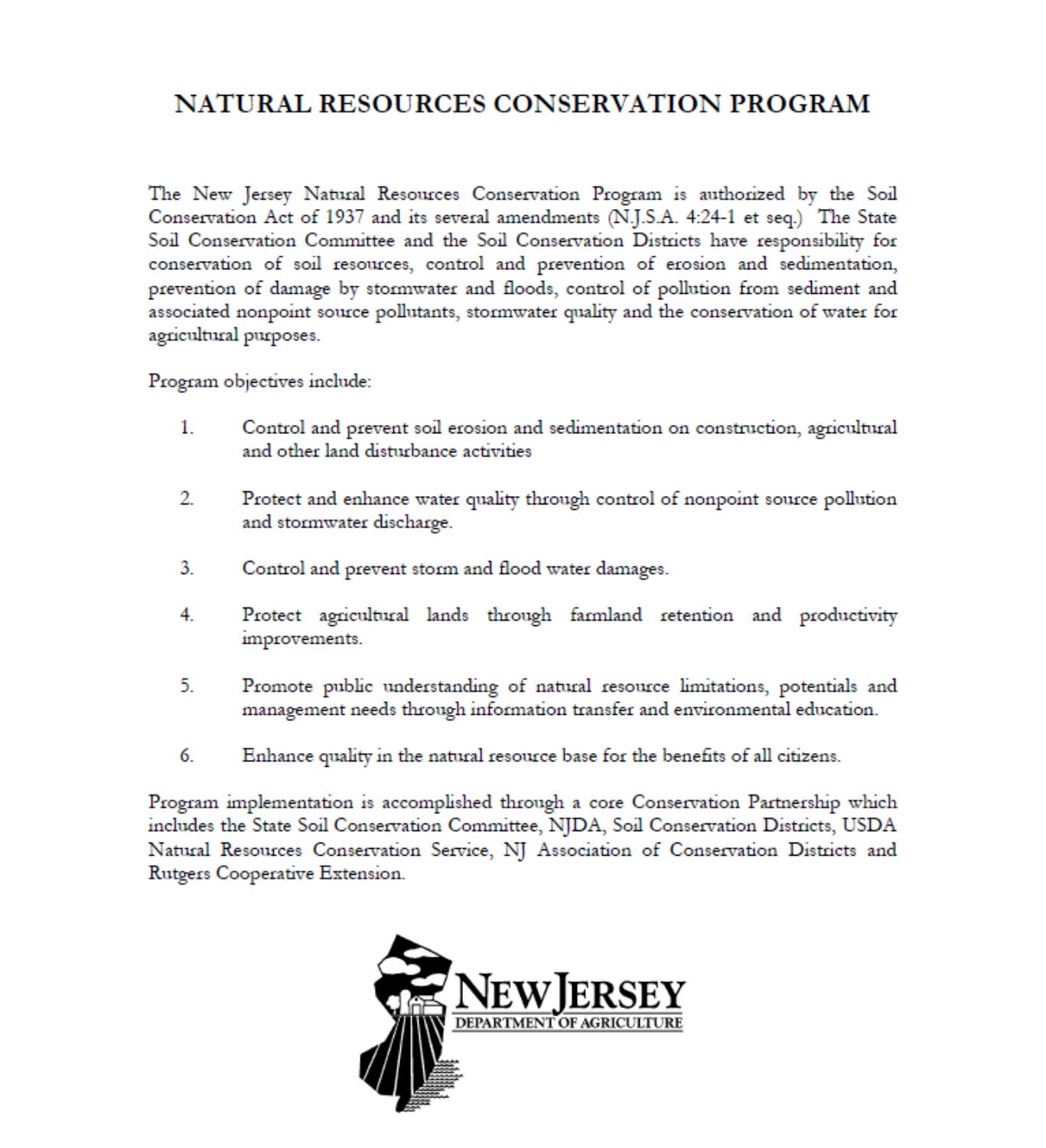# NATURAL RESOURCES CONSERVATION PROGRAM

The New Jersey Natural Resources Conservation Program is authorized by the Soil Conservation Act of 1937 and its several amendments (N.J.S.A. 4:24-1 et seq.) The State Soil Conservation Committee and the Soil Conservation Districts have responsibility for conservation of soil resources, control and prevention of erosion and sedimentation, prevention of damage by stormwater and floods, control of pollution from sediment and associated nonpoint source pollutants, stormwater quality and the conservation of water for agricultural purposes.

Program objectives include:

1. Control and prevent soil erosion and sedimentation on construction, agricultural and other land disturbance activities

2. Protect and enhance water quality through control of nonpoint source pollution and stormwater discharge.

3. Control and prevent storm and flood water damages.

4. Protect agricultural lands through farmland retention and productivity improvements.

5. Promote public understanding of natural resource limitations, potentials and management needs through information transfer and environmental education.

6. Enhance quality in the natural resource base for the benefits of all citizens.

Program implementation is accomplished through a core Conservation Partnership which includes the State Soil Conservation Committee, NJDA, Soil Conservation Districts, USDA Natural Resources Conservation Service, NJ Association of Conservation Districts and Rutgers Cooperative Extension.

NEW JERSEY DEPARTMENT OF AGRICULTURE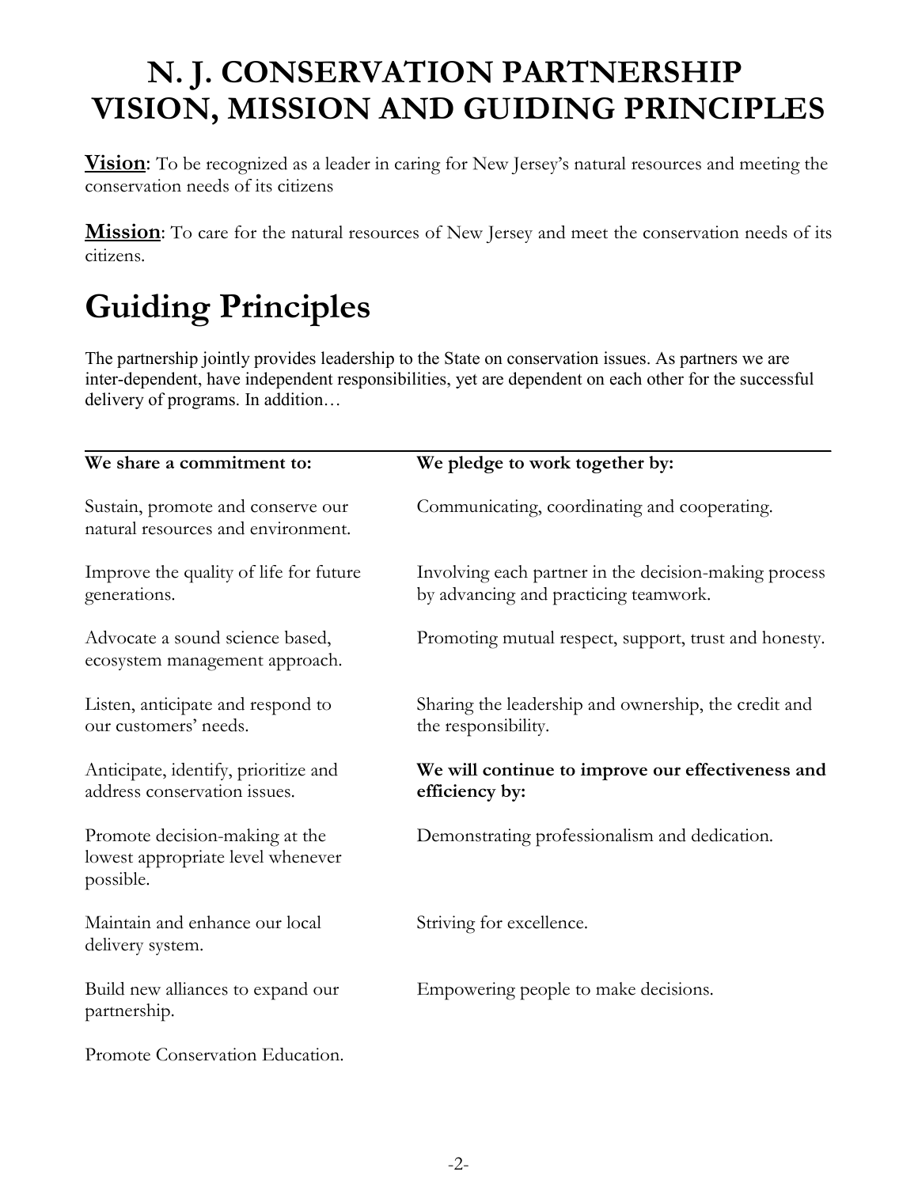# N. J. CONSERVATION PARTNERSHIP VISION, MISSION AND GUIDING PRINCIPLES

**Vision**: To be recognized as a leader in caring for New Jersey's natural resources and meeting the conservation needs of its citizens

**Mission**: To care for the natural resources of New Jersey and meet the conservation needs of its citizens.

# Guiding Principles

The partnership jointly provides leadership to the State on conservation issues. As partners we are inter-dependent, have independent responsibilities, yet are dependent on each other for the successful delivery of programs. In addition…

| We share a commitment to: | We pledge to work together by: |
|---|---|
| Sustain, promote and conserve our natural resources and environment. | Communicating, coordinating and cooperating. |
| Improve the quality of life for future generations. | Involving each partner in the decision-making process by advancing and practicing teamwork. |
| Advocate a sound science based, ecosystem management approach. | Promoting mutual respect, support, trust and honesty. |
| Listen, anticipate and respond to our customers' needs. | Sharing the leadership and ownership, the credit and the responsibility. |
| Anticipate, identify, prioritize and address conservation issues. | **We will continue to improve our effectiveness and efficiency by:** |
| Promote decision-making at the lowest appropriate level whenever possible. | Demonstrating professionalism and dedication. |
| Maintain and enhance our local delivery system. | Striving for excellence. |
| Build new alliances to expand our partnership. | Empowering people to make decisions. |
| Promote Conservation Education. | |